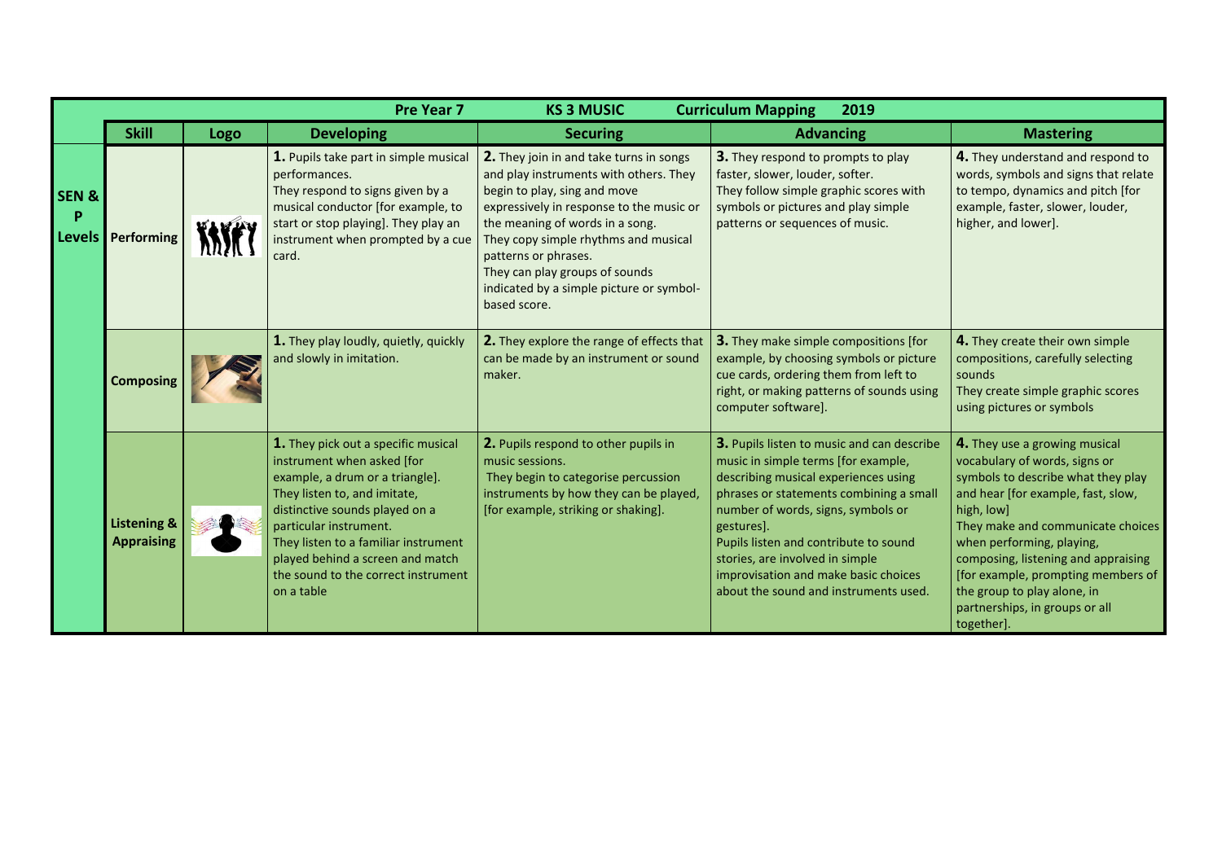| | Skill | Logo | Developing | Securing | Advancing | Mastering |
|---|---|---|---|---|---|---|
| | | | **Pre Year 7** | **KS 3 MUSIC** | **Curriculum Mapping 2019** | |
| **SEN & P Levels** | **Performing** | | **1.** Pupils take part in simple musical performances. They respond to signs given by a musical conductor [for example, to start or stop playing]. They play an instrument when prompted by a cue card. | **2.** They join in and take turns in songs and play instruments with others. They begin to play, sing and move expressively in response to the music or the meaning of words in a song. They copy simple rhythms and musical patterns or phrases. They can play groups of sounds indicated by a simple picture or symbol-based score. | **3.** They respond to prompts to play faster, slower, louder, softer. They follow simple graphic scores with symbols or pictures and play simple patterns or sequences of music. | **4.** They understand and respond to words, symbols and signs that relate to tempo, dynamics and pitch [for example, faster, slower, louder, higher, and lower]. |
| | **Composing** | | **1.** They play loudly, quietly, quickly and slowly in imitation. | **2.** They explore the range of effects that can be made by an instrument or sound maker. | **3.** They make simple compositions [for example, by choosing symbols or picture cue cards, ordering them from left to right, or making patterns of sounds using computer software]. | **4.** They create their own simple compositions, carefully selecting sounds They create simple graphic scores using pictures or symbols |
| | **Listening & Appraising** | | **1.** They pick out a specific musical instrument when asked [for example, a drum or a triangle]. They listen to, and imitate, distinctive sounds played on a particular instrument. They listen to a familiar instrument played behind a screen and match the sound to the correct instrument on a table | **2.** Pupils respond to other pupils in music sessions. They begin to categorise percussion instruments by how they can be played, [for example, striking or shaking]. | **3.** Pupils listen to music and can describe music in simple terms [for example, describing musical experiences using phrases or statements combining a small number of words, signs, symbols or gestures]. Pupils listen and contribute to sound stories, are involved in simple improvisation and make basic choices about the sound and instruments used. | **4.** They use a growing musical vocabulary of words, signs or symbols to describe what they play and hear [for example, fast, slow, high, low] They make and communicate choices when performing, playing, composing, listening and appraising [for example, prompting members of the group to play alone, in partnerships, in groups or all together]. |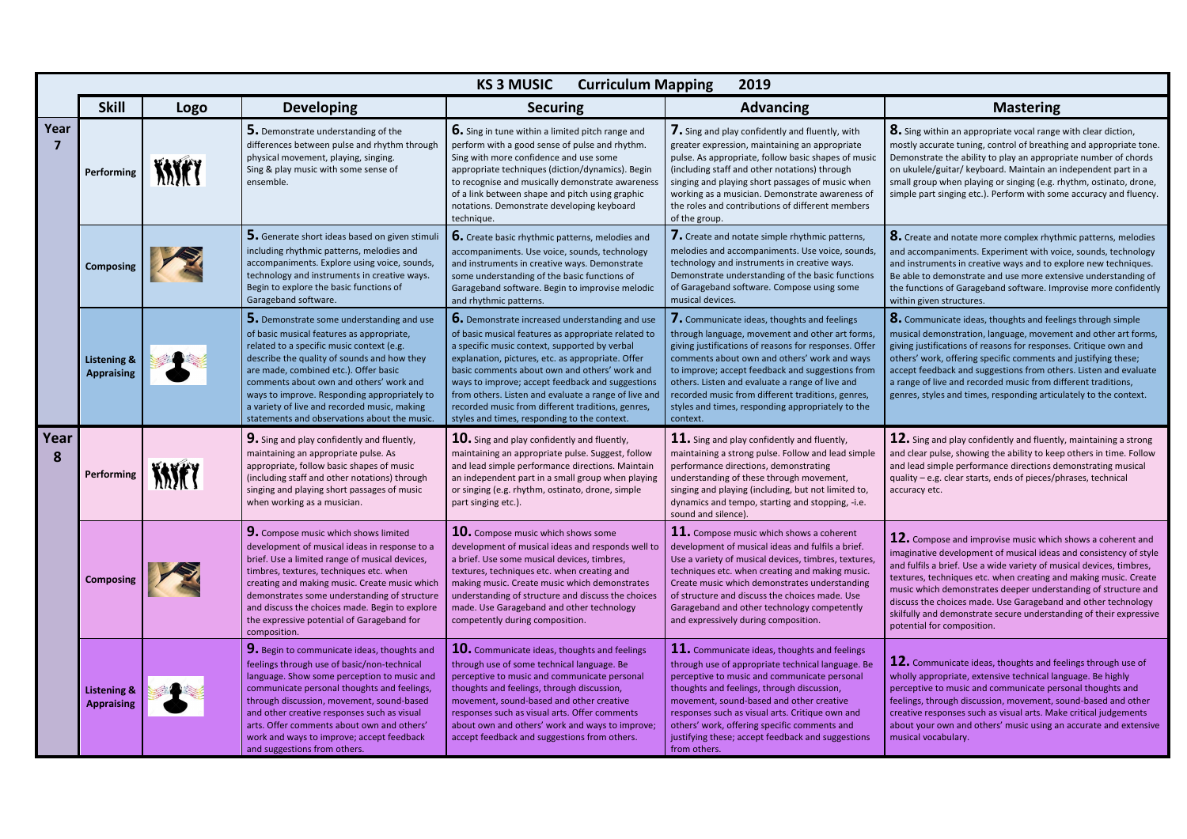# KS 3 MUSIC Curriculum Mapping 2019

| | Skill | Logo | Developing | Securing | Advancing | Mastering |
|---|---|---|---|---|---|---|
| Year 7 | Performing | | **5.** Demonstrate understanding of the differences between pulse and rhythm through physical movement, playing, singing. Sing & play music with some sense of ensemble. | **6.** Sing in tune within a limited pitch range and perform with a good sense of pulse and rhythm. Sing with more confidence and use some appropriate techniques (diction/dynamics). Begin to recognise and musically demonstrate awareness of a link between shape and pitch using graphic notations. Demonstrate developing keyboard technique. | **7.** Sing and play confidently and fluently, with greater expression, maintaining an appropriate pulse. As appropriate, follow basic shapes of music (including staff and other notations) through singing and playing short passages of music when working as a musician. Demonstrate awareness of the roles and contributions of different members of the group. | **8.** Sing within an appropriate vocal range with clear diction, mostly accurate tuning, control of breathing and appropriate tone. Demonstrate the ability to play an appropriate number of chords on ukulele/guitar/ keyboard. Maintain an independent part in a small group when playing or singing (e.g. rhythm, ostinato, drone, simple part singing etc.). Perform with some accuracy and fluency. |
| | Composing | | **5.** Generate short ideas based on given stimuli including rhythmic patterns, melodies and accompaniments. Explore using voice, sounds, technology and instruments in creative ways. Begin to explore the basic functions of Garageband software. | **6.** Create basic rhythmic patterns, melodies and accompaniments. Use voice, sounds, technology and instruments in creative ways. Demonstrate some understanding of the basic functions of Garageband software. Begin to improvise melodic and rhythmic patterns. | **7.** Create and notate simple rhythmic patterns, melodies and accompaniments. Use voice, sounds, technology and instruments in creative ways. Demonstrate understanding of the basic functions of Garageband software. Compose using some musical devices. | **8.** Create and notate more complex rhythmic patterns, melodies and accompaniments. Experiment with voice, sounds, technology and instruments in creative ways and to explore new techniques. Be able to demonstrate and use more extensive understanding of the functions of Garageband software. Improvise more confidently within given structures. |
| | Listening & Appraising | | **5.** Demonstrate some understanding and use of basic musical features as appropriate, related to a specific music context (e.g. describe the quality of sounds and how they are made, combined etc.). Offer basic comments about own and others' work and ways to improve. Responding appropriately to a variety of live and recorded music, making statements and observations about the music. | **6.** Demonstrate increased understanding and use of basic musical features as appropriate related to a specific music context, supported by verbal explanation, pictures, etc. as appropriate. Offer basic comments about own and others' work and ways to improve; accept feedback and suggestions from others. Listen and evaluate a range of live and recorded music from different traditions, genres, styles and times, responding to the context. | **7.** Communicate ideas, thoughts and feelings through language, movement and other art forms, giving justifications of reasons for responses. Offer comments about own and others' work and ways to improve; accept feedback and suggestions from others. Listen and evaluate a range of live and recorded music from different traditions, genres, styles and times, responding appropriately to the context. | **8.** Communicate ideas, thoughts and feelings through simple musical demonstration, language, movement and other art forms, giving justifications of reasons for responses. Critique own and others' work, offering specific comments and justifying these; accept feedback and suggestions from others. Listen and evaluate a range of live and recorded music from different traditions, genres, styles and times, responding articulately to the context. |
| Year 8 | Performing | | **9.** Sing and play confidently and fluently, maintaining an appropriate pulse. As appropriate, follow basic shapes of music (including staff and other notations) through singing and playing short passages of music when working as a musician. | **10.** Sing and play confidently and fluently, maintaining an appropriate pulse. Suggest, follow and lead simple performance directions. Maintain an independent part in a small group when playing or singing (e.g. rhythm, ostinato, drone, simple part singing etc.). | **11.** Sing and play confidently and fluently, maintaining a strong pulse. Follow and lead simple performance directions, demonstrating understanding of these through movement, singing and playing (including, but not limited to, dynamics and tempo, starting and stopping, -i.e. sound and silence). | **12.** Sing and play confidently and fluently, maintaining a strong and clear pulse, showing the ability to keep others in time. Follow and lead simple performance directions demonstrating musical quality – e.g. clear starts, ends of pieces/phrases, technical accuracy etc. |
| | Composing | | **9.** Compose music which shows limited development of musical ideas in response to a brief. Use a limited range of musical devices, timbres, textures, techniques etc. when creating and making music. Create music which demonstrates some understanding of structure and discuss the choices made. Begin to explore the expressive potential of Garageband for composition. | **10.** Compose music which shows some development of musical ideas and responds well to a brief. Use some musical devices, timbres, textures, techniques etc. when creating and making music. Create music which demonstrates understanding of structure and discuss the choices made. Use Garageband and other technology competently during composition. | **11.** Compose music which shows a coherent development of musical ideas and fulfils a brief. Use a variety of musical devices, timbres, textures, techniques etc. when creating and making music. Create music which demonstrates understanding of structure and discuss the choices made. Use Garageband and other technology competently and expressively during composition. | **12.** Compose and improvise music which shows a coherent and imaginative development of musical ideas and consistency of style and fulfils a brief. Use a wide variety of musical devices, timbres, textures, techniques etc. when creating and making music. Create music which demonstrates deeper understanding of structure and discuss the choices made. Use Garageband and other technology skilfully and demonstrate secure understanding of their expressive potential for composition. |
| | Listening & Appraising | | **9.** Begin to communicate ideas, thoughts and feelings through use of basic/non-technical language. Show some perception to music and communicate personal thoughts and feelings, through discussion, movement, sound-based and other creative responses such as visual arts. Offer comments about own and others' work and ways to improve; accept feedback and suggestions from others. | **10.** Communicate ideas, thoughts and feelings through use of some technical language. Be perceptive to music and communicate personal thoughts and feelings, through discussion, movement, sound-based and other creative responses such as visual arts. Offer comments about own and others' work and ways to improve; accept feedback and suggestions from others. | **11.** Communicate ideas, thoughts and feelings through use of appropriate technical language. Be perceptive to music and communicate personal thoughts and feelings, through discussion, movement, sound-based and other creative responses such as visual arts. Critique own and others' work, offering specific comments and justifying these; accept feedback and suggestions from others. | **12.** Communicate ideas, thoughts and feelings through use of wholly appropriate, extensive technical language. Be highly perceptive to music and communicate personal thoughts and feelings, through discussion, movement, sound-based and other creative responses such as visual arts. Make critical judgements about your own and others' music using an accurate and extensive musical vocabulary. |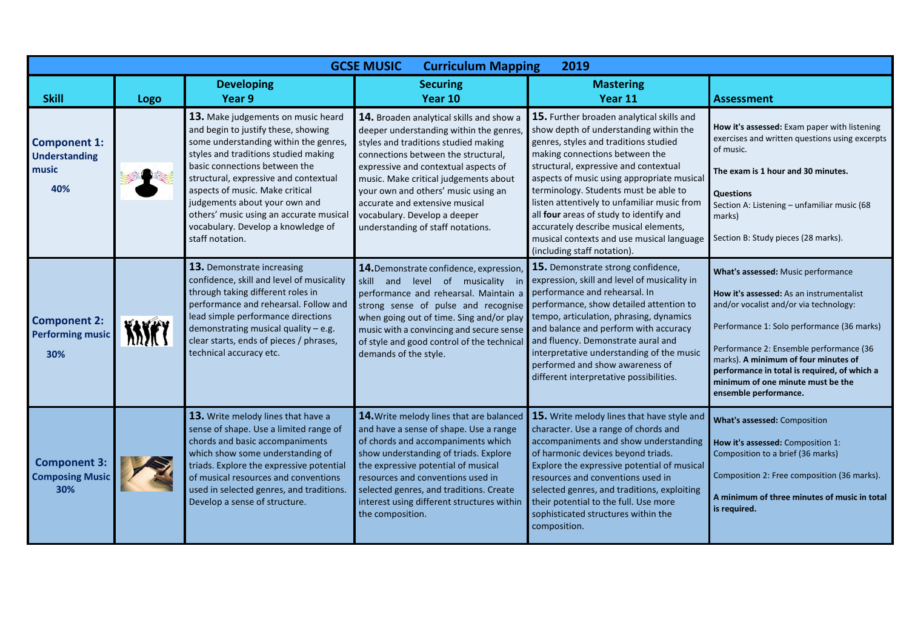| GCSE MUSIC Curriculum Mapping 2019 | | | | | |
|---|---|---|---|---|---|
| **Skill** | **Logo** | **Developing Year 9** | **Securing Year 10** | **Mastering Year 11** | **Assessment** |
| **Component 1: Understanding music 40%** | | **13.** Make judgements on music heard and begin to justify these, showing some understanding within the genres, styles and traditions studied making basic connections between the structural, expressive and contextual aspects of music. Make critical judgements about your own and others' music using an accurate musical vocabulary. Develop a knowledge of staff notation. | **14.** Broaden analytical skills and show a deeper understanding within the genres, styles and traditions studied making connections between the structural, expressive and contextual aspects of music. Make critical judgements about your own and others' music using an accurate and extensive musical vocabulary. Develop a deeper understanding of staff notations. | **15.** Further broaden analytical skills and show depth of understanding within the genres, styles and traditions studied making connections between the structural, expressive and contextual aspects of music using appropriate musical terminology. Students must be able to listen attentively to unfamiliar music from all **four** areas of study to identify and accurately describe musical elements, musical contexts and use musical language (including staff notation). | **How it's assessed:** Exam paper with listening exercises and written questions using excerpts of music. **The exam is 1 hour and 30 minutes.** **Questions** Section A: Listening – unfamiliar music (68 marks) Section B: Study pieces (28 marks). |
| **Component 2: Performing music 30%** | | **13.** Demonstrate increasing confidence, skill and level of musicality through taking different roles in performance and rehearsal. Follow and lead simple performance directions demonstrating musical quality – e.g. clear starts, ends of pieces / phrases, technical accuracy etc. | **14.** Demonstrate confidence, expression, skill and level of musicality in performance and rehearsal. Maintain a strong sense of pulse and recognise when going out of time. Sing and/or play music with a convincing and secure sense of style and good control of the technical demands of the style. | **15.** Demonstrate strong confidence, expression, skill and level of musicality in performance and rehearsal. In performance, show detailed attention to tempo, articulation, phrasing, dynamics and balance and perform with accuracy and fluency. Demonstrate aural and interpretative understanding of the music performed and show awareness of different interpretative possibilities. | **What's assessed:** Music performance **How it's assessed:** As an instrumentalist and/or vocalist and/or via technology: Performance 1: Solo performance (36 marks) Performance 2: Ensemble performance (36 marks). **A minimum of four minutes of performance in total is required, of which a minimum of one minute must be the ensemble performance.** |
| **Component 3: Composing Music 30%** | | **13.** Write melody lines that have a sense of shape. Use a limited range of chords and basic accompaniments which show some understanding of triads. Explore the expressive potential of musical resources and conventions used in selected genres, and traditions. Develop a sense of structure. | **14.** Write melody lines that are balanced and have a sense of shape. Use a range of chords and accompaniments which show understanding of triads. Explore the expressive potential of musical resources and conventions used in selected genres, and traditions. Create interest using different structures within the composition. | **15.** Write melody lines that have style and character. Use a range of chords and accompaniments and show understanding of harmonic devices beyond triads. Explore the expressive potential of musical resources and conventions used in selected genres, and traditions, exploiting their potential to the full. Use more sophisticated structures within the composition. | **What's assessed:** Composition **How it's assessed:** Composition 1: Composition to a brief (36 marks) Composition 2: Free composition (36 marks). **A minimum of three minutes of music in total is required.** |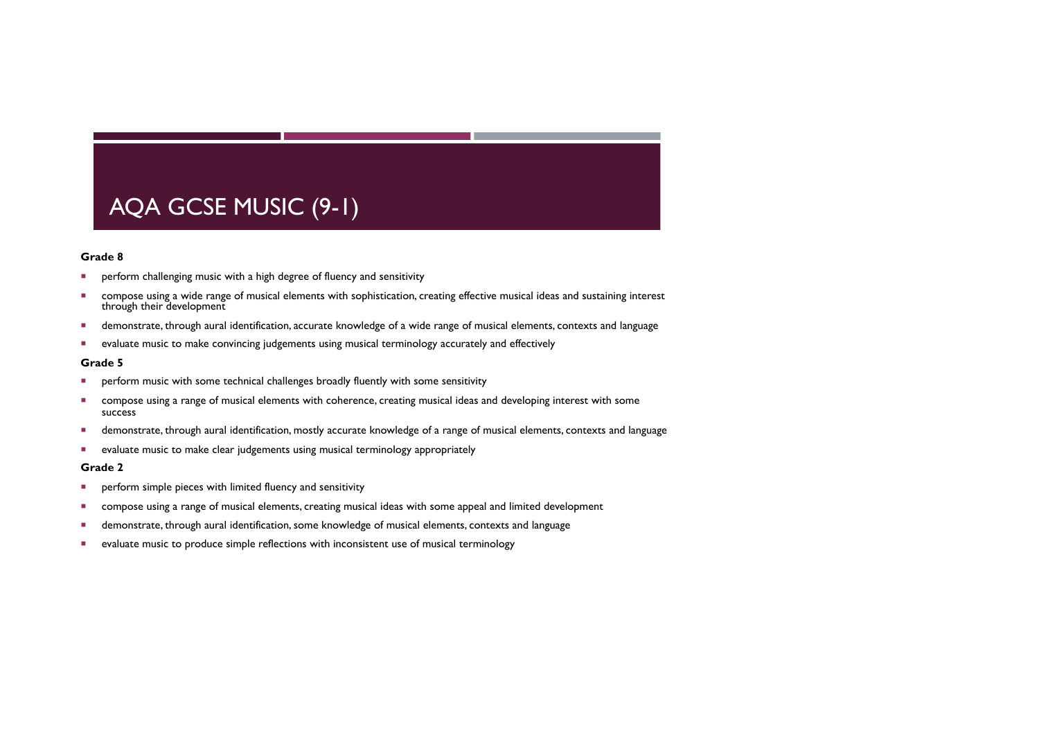# AQA GCSE MUSIC (9-1)

**Grade 8**

- perform challenging music with a high degree of fluency and sensitivity
- compose using a wide range of musical elements with sophistication, creating effective musical ideas and sustaining interest through their development
- demonstrate, through aural identification, accurate knowledge of a wide range of musical elements, contexts and language
- evaluate music to make convincing judgements using musical terminology accurately and effectively

**Grade 5**

- perform music with some technical challenges broadly fluently with some sensitivity
- compose using a range of musical elements with coherence, creating musical ideas and developing interest with some success
- demonstrate, through aural identification, mostly accurate knowledge of a range of musical elements, contexts and language
- evaluate music to make clear judgements using musical terminology appropriately

**Grade 2**

- perform simple pieces with limited fluency and sensitivity
- compose using a range of musical elements, creating musical ideas with some appeal and limited development
- demonstrate, through aural identification, some knowledge of musical elements, contexts and language
- evaluate music to produce simple reflections with inconsistent use of musical terminology